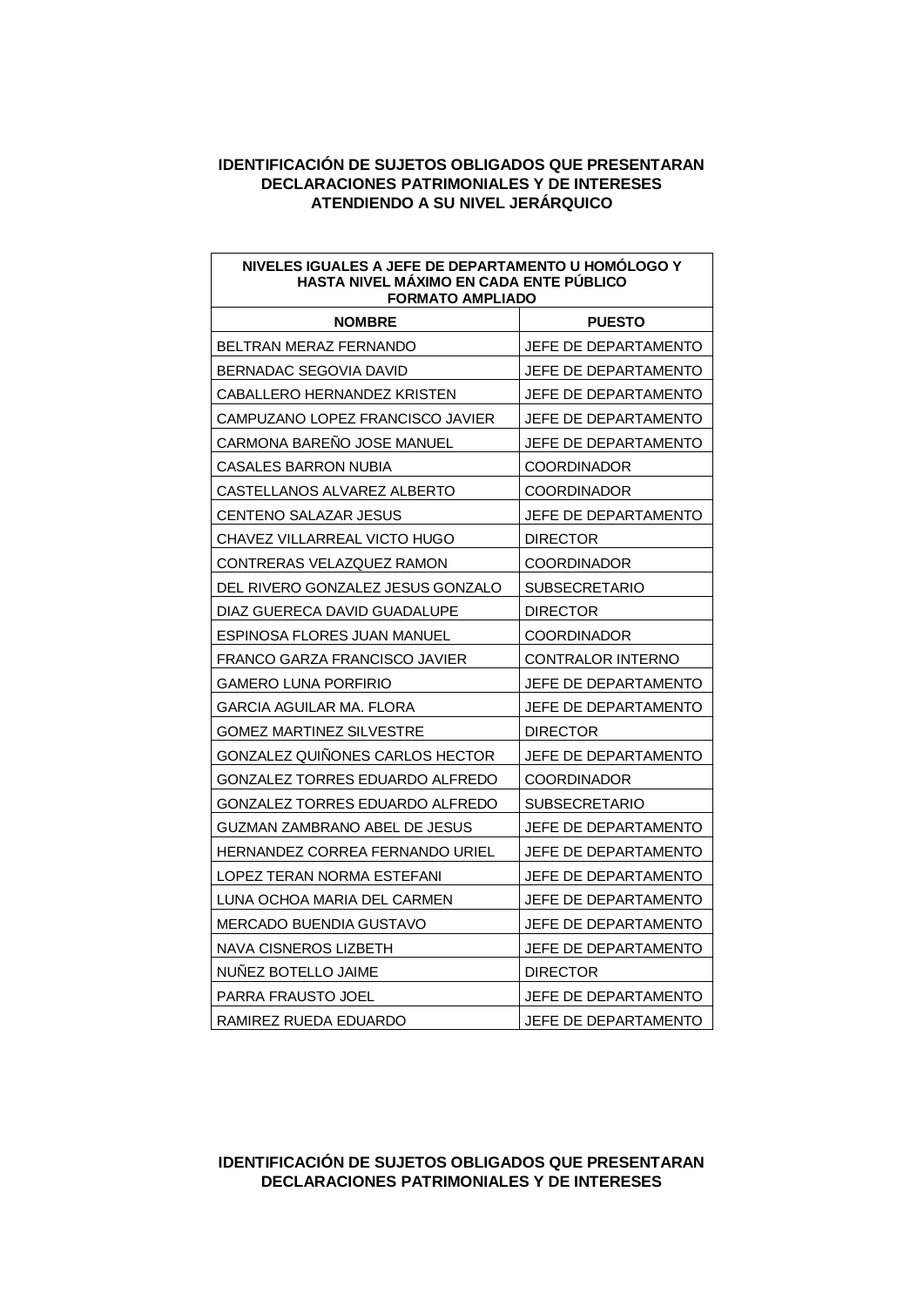### IDENTIFICACIÓN DE SUJETOS OBLIGADOS QUE PRESENTARAN DECLARACIONES PATRIMONIALES Y DE INTERESES ATENDIENDO A SU NIVEL JERÁRQUICO

| NIVELES IGUALES A JEFE DE DEPARTAMENTO U HOMÓLOGO Y HASTA NIVEL MÁXIMO EN CADA ENTE PÚBLICO FORMATO AMPLIADO | |
|---|---|
| **NOMBRE** | **PUESTO** |
| BELTRAN MERAZ FERNANDO | JEFE DE DEPARTAMENTO |
| BERNADAC SEGOVIA DAVID | JEFE DE DEPARTAMENTO |
| CABALLERO HERNANDEZ KRISTEN | JEFE DE DEPARTAMENTO |
| CAMPUZANO LOPEZ FRANCISCO JAVIER | JEFE DE DEPARTAMENTO |
| CARMONA BAREÑO JOSE MANUEL | JEFE DE DEPARTAMENTO |
| CASALES BARRON NUBIA | COORDINADOR |
| CASTELLANOS ALVAREZ ALBERTO | COORDINADOR |
| CENTENO SALAZAR JESUS | JEFE DE DEPARTAMENTO |
| CHAVEZ VILLARREAL VICTO HUGO | DIRECTOR |
| CONTRERAS VELAZQUEZ RAMON | COORDINADOR |
| DEL RIVERO GONZALEZ JESUS GONZALO | SUBSECRETARIO |
| DIAZ GUERECA DAVID GUADALUPE | DIRECTOR |
| ESPINOSA FLORES JUAN MANUEL | COORDINADOR |
| FRANCO GARZA FRANCISCO JAVIER | CONTRALOR INTERNO |
| GAMERO LUNA PORFIRIO | JEFE DE DEPARTAMENTO |
| GARCIA AGUILAR MA. FLORA | JEFE DE DEPARTAMENTO |
| GOMEZ MARTINEZ SILVESTRE | DIRECTOR |
| GONZALEZ QUIÑONES CARLOS HECTOR | JEFE DE DEPARTAMENTO |
| GONZALEZ TORRES EDUARDO ALFREDO | COORDINADOR |
| GONZALEZ TORRES EDUARDO ALFREDO | SUBSECRETARIO |
| GUZMAN ZAMBRANO ABEL DE JESUS | JEFE DE DEPARTAMENTO |
| HERNANDEZ CORREA FERNANDO URIEL | JEFE DE DEPARTAMENTO |
| LOPEZ TERAN NORMA ESTEFANI | JEFE DE DEPARTAMENTO |
| LUNA OCHOA MARIA DEL CARMEN | JEFE DE DEPARTAMENTO |
| MERCADO BUENDIA GUSTAVO | JEFE DE DEPARTAMENTO |
| NAVA CISNEROS LIZBETH | JEFE DE DEPARTAMENTO |
| NUÑEZ BOTELLO JAIME | DIRECTOR |
| PARRA FRAUSTO JOEL | JEFE DE DEPARTAMENTO |
| RAMIREZ RUEDA EDUARDO | JEFE DE DEPARTAMENTO |

### IDENTIFICACIÓN DE SUJETOS OBLIGADOS QUE PRESENTARAN DECLARACIONES PATRIMONIALES Y DE INTERESES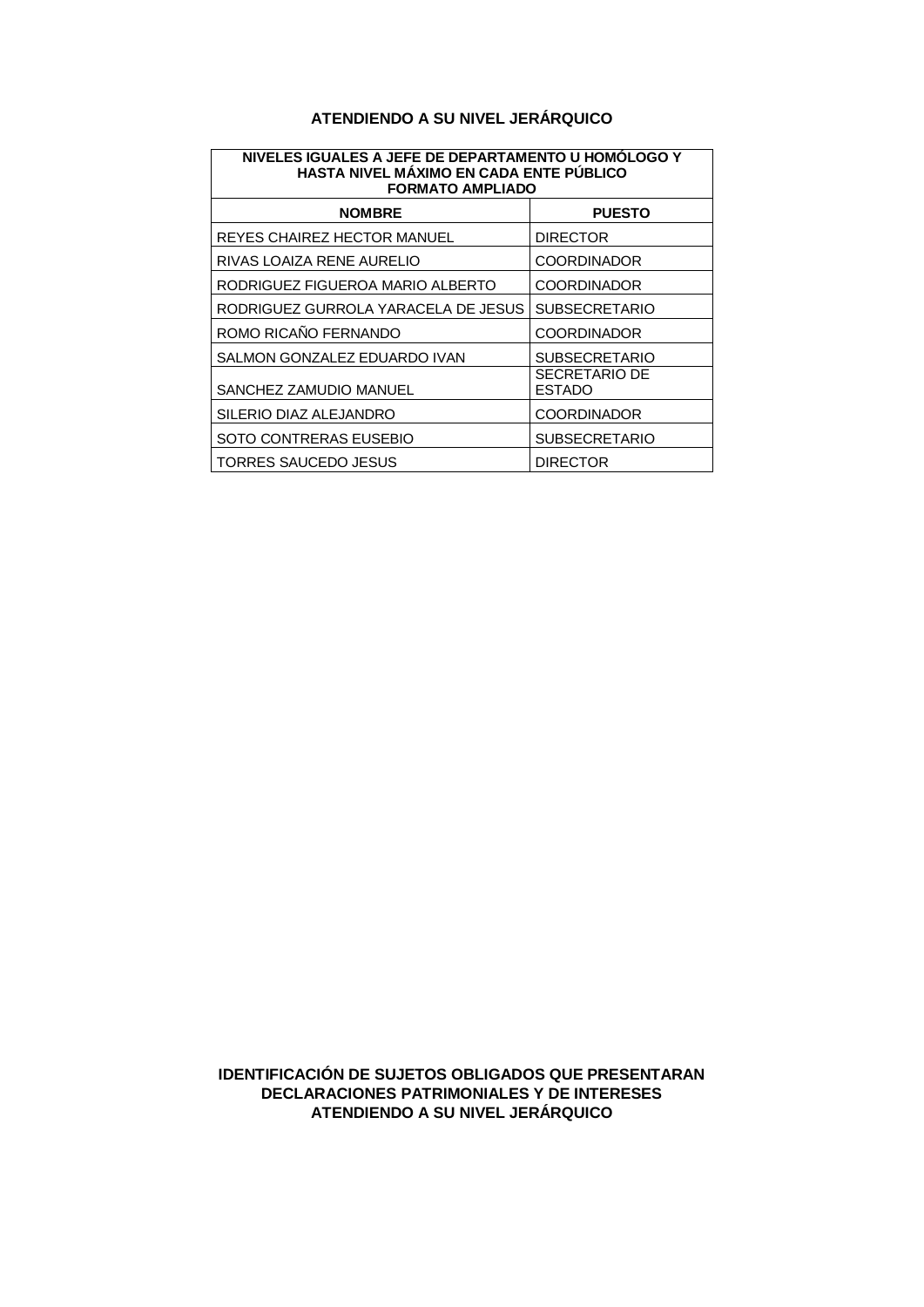## ATENDIENDO A SU NIVEL JERÁRQUICO

| NIVELES IGUALES A JEFE DE DEPARTAMENTO U HOMÓLOGO Y HASTA NIVEL MÁXIMO EN CADA ENTE PÚBLICO FORMATO AMPLIADO | |
|---|---|
| **NOMBRE** | **PUESTO** |
| REYES CHAIREZ HECTOR MANUEL | DIRECTOR |
| RIVAS LOAIZA RENE AURELIO | COORDINADOR |
| RODRIGUEZ FIGUEROA MARIO ALBERTO | COORDINADOR |
| RODRIGUEZ GURROLA YARACELA DE JESUS | SUBSECRETARIO |
| ROMO RICAÑO FERNANDO | COORDINADOR |
| SALMON GONZALEZ EDUARDO IVAN | SUBSECRETARIO |
| SANCHEZ ZAMUDIO MANUEL | SECRETARIO DE ESTADO |
| SILERIO DIAZ ALEJANDRO | COORDINADOR |
| SOTO CONTRERAS EUSEBIO | SUBSECRETARIO |
| TORRES SAUCEDO JESUS | DIRECTOR |

## IDENTIFICACIÓN DE SUJETOS OBLIGADOS QUE PRESENTARAN DECLARACIONES PATRIMONIALES Y DE INTERESES ATENDIENDO A SU NIVEL JERÁRQUICO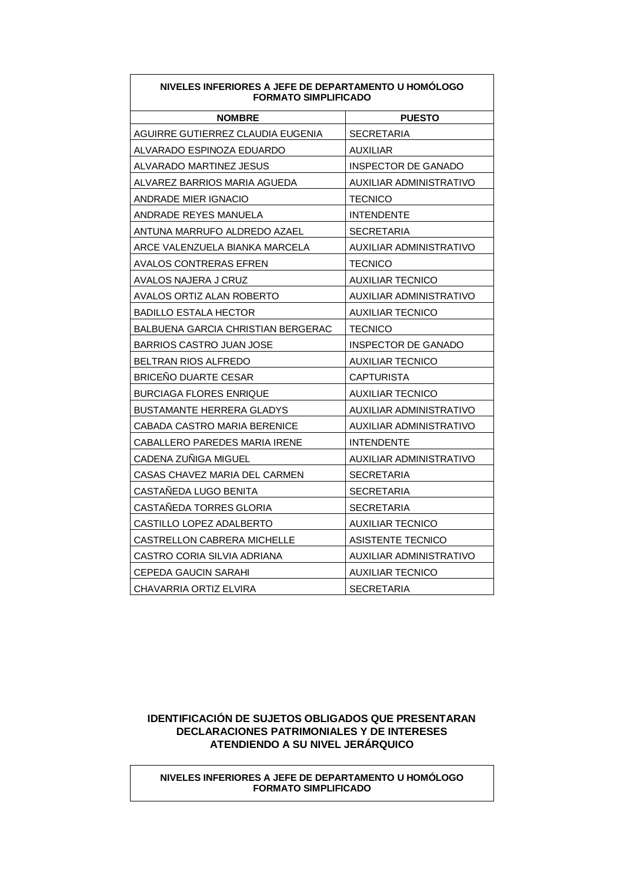| NIVELES INFERIORES A JEFE DE DEPARTAMENTO U HOMÓLOGO FORMATO SIMPLIFICADO | |
|---|---|
| **NOMBRE** | **PUESTO** |
| AGUIRRE GUTIERREZ CLAUDIA EUGENIA | SECRETARIA |
| ALVARADO ESPINOZA EDUARDO | AUXILIAR |
| ALVARADO MARTINEZ JESUS | INSPECTOR DE GANADO |
| ALVAREZ BARRIOS MARIA AGUEDA | AUXILIAR ADMINISTRATIVO |
| ANDRADE MIER IGNACIO | TECNICO |
| ANDRADE REYES MANUELA | INTENDENTE |
| ANTUNA MARRUFO ALDREDO AZAEL | SECRETARIA |
| ARCE VALENZUELA BIANKA MARCELA | AUXILIAR ADMINISTRATIVO |
| AVALOS CONTRERAS EFREN | TECNICO |
| AVALOS NAJERA J CRUZ | AUXILIAR TECNICO |
| AVALOS ORTIZ ALAN ROBERTO | AUXILIAR ADMINISTRATIVO |
| BADILLO ESTALA HECTOR | AUXILIAR TECNICO |
| BALBUENA GARCIA CHRISTIAN BERGERAC | TECNICO |
| BARRIOS CASTRO JUAN JOSE | INSPECTOR DE GANADO |
| BELTRAN RIOS ALFREDO | AUXILIAR TECNICO |
| BRICEÑO DUARTE CESAR | CAPTURISTA |
| BURCIAGA FLORES ENRIQUE | AUXILIAR TECNICO |
| BUSTAMANTE HERRERA GLADYS | AUXILIAR ADMINISTRATIVO |
| CABADA CASTRO MARIA BERENICE | AUXILIAR ADMINISTRATIVO |
| CABALLERO PAREDES MARIA IRENE | INTENDENTE |
| CADENA ZUÑIGA MIGUEL | AUXILIAR ADMINISTRATIVO |
| CASAS CHAVEZ MARIA DEL CARMEN | SECRETARIA |
| CASTAÑEDA LUGO BENITA | SECRETARIA |
| CASTAÑEDA TORRES GLORIA | SECRETARIA |
| CASTILLO LOPEZ ADALBERTO | AUXILIAR TECNICO |
| CASTRELLON CABRERA MICHELLE | ASISTENTE TECNICO |
| CASTRO CORIA SILVIA ADRIANA | AUXILIAR ADMINISTRATIVO |
| CEPEDA GAUCIN SARAHI | AUXILIAR TECNICO |
| CHAVARRIA ORTIZ ELVIRA | SECRETARIA |

**IDENTIFICACIÓN DE SUJETOS OBLIGADOS QUE PRESENTARAN DECLARACIONES PATRIMONIALES Y DE INTERESES ATENDIENDO A SU NIVEL JERÁRQUICO**

**NIVELES INFERIORES A JEFE DE DEPARTAMENTO U HOMÓLOGO FORMATO SIMPLIFICADO**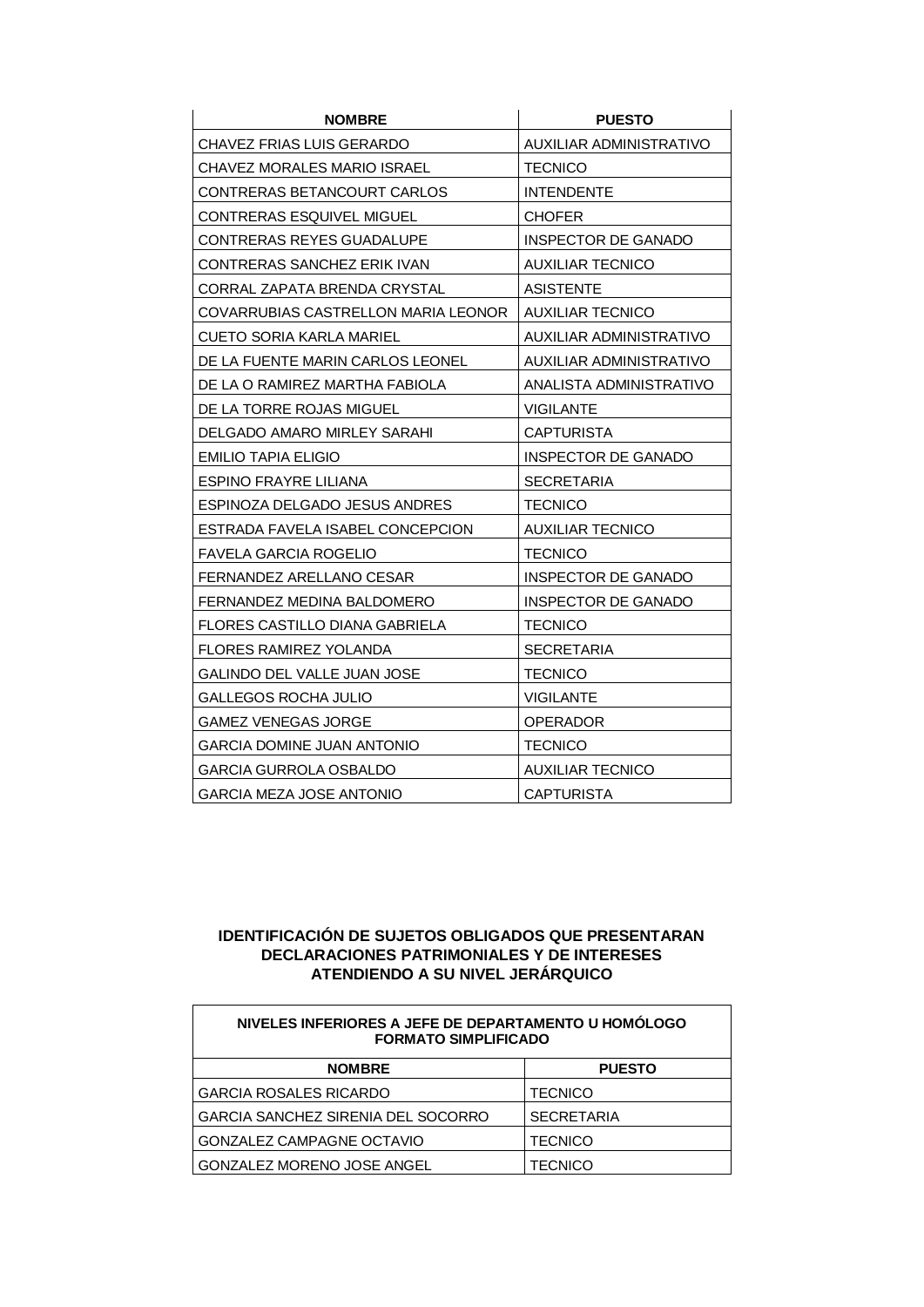| NOMBRE | PUESTO |
| --- | --- |
| CHAVEZ FRIAS LUIS GERARDO | AUXILIAR ADMINISTRATIVO |
| CHAVEZ MORALES MARIO ISRAEL | TECNICO |
| CONTRERAS BETANCOURT CARLOS | INTENDENTE |
| CONTRERAS ESQUIVEL MIGUEL | CHOFER |
| CONTRERAS REYES GUADALUPE | INSPECTOR DE GANADO |
| CONTRERAS SANCHEZ ERIK IVAN | AUXILIAR TECNICO |
| CORRAL ZAPATA BRENDA CRYSTAL | ASISTENTE |
| COVARRUBIAS CASTRELLON MARIA LEONOR | AUXILIAR TECNICO |
| CUETO SORIA KARLA MARIEL | AUXILIAR ADMINISTRATIVO |
| DE LA FUENTE MARIN CARLOS LEONEL | AUXILIAR ADMINISTRATIVO |
| DE LA O RAMIREZ MARTHA FABIOLA | ANALISTA ADMINISTRATIVO |
| DE LA TORRE ROJAS MIGUEL | VIGILANTE |
| DELGADO AMARO MIRLEY SARAHI | CAPTURISTA |
| EMILIO TAPIA ELIGIO | INSPECTOR DE GANADO |
| ESPINO FRAYRE LILIANA | SECRETARIA |
| ESPINOZA DELGADO JESUS ANDRES | TECNICO |
| ESTRADA FAVELA ISABEL CONCEPCION | AUXILIAR TECNICO |
| FAVELA GARCIA ROGELIO | TECNICO |
| FERNANDEZ ARELLANO CESAR | INSPECTOR DE GANADO |
| FERNANDEZ MEDINA BALDOMERO | INSPECTOR DE GANADO |
| FLORES CASTILLO DIANA GABRIELA | TECNICO |
| FLORES RAMIREZ YOLANDA | SECRETARIA |
| GALINDO DEL VALLE JUAN JOSE | TECNICO |
| GALLEGOS ROCHA JULIO | VIGILANTE |
| GAMEZ VENEGAS JORGE | OPERADOR |
| GARCIA DOMINE JUAN ANTONIO | TECNICO |
| GARCIA GURROLA OSBALDO | AUXILIAR TECNICO |
| GARCIA MEZA JOSE ANTONIO | CAPTURISTA |

**IDENTIFICACIÓN DE SUJETOS OBLIGADOS QUE PRESENTARAN DECLARACIONES PATRIMONIALES Y DE INTERESES ATENDIENDO A SU NIVEL JERÁRQUICO**

| NIVELES INFERIORES A JEFE DE DEPARTAMENTO U HOMÓLOGO FORMATO SIMPLIFICADO | |
| --- | --- |
| **NOMBRE** | **PUESTO** |
| GARCIA ROSALES RICARDO | TECNICO |
| GARCIA SANCHEZ SIRENIA DEL SOCORRO | SECRETARIA |
| GONZALEZ CAMPAGNE OCTAVIO | TECNICO |
| GONZALEZ MORENO JOSE ANGEL | TECNICO |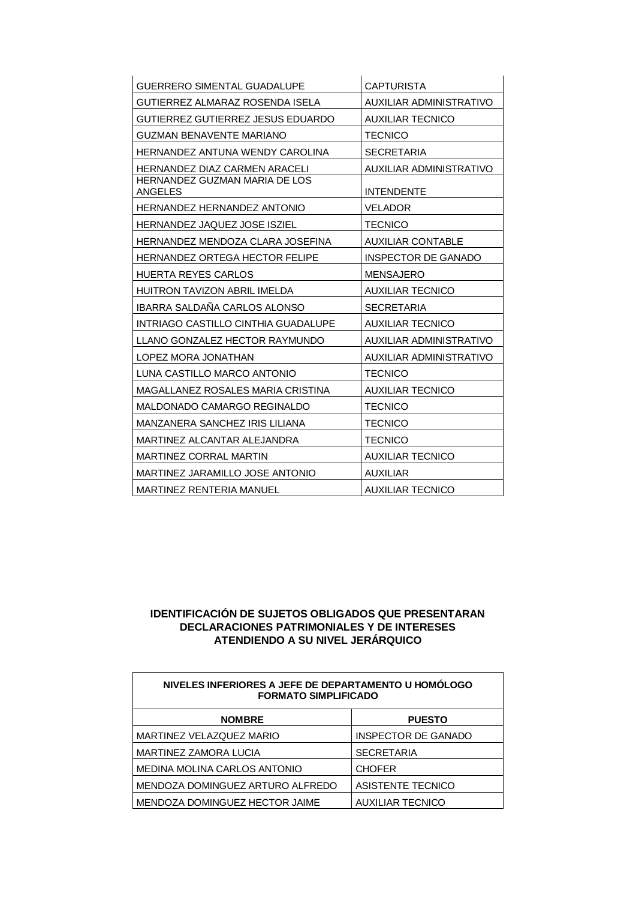| | |
|---|---|
| GUERRERO SIMENTAL GUADALUPE | CAPTURISTA |
| GUTIERREZ ALMARAZ ROSENDA ISELA | AUXILIAR ADMINISTRATIVO |
| GUTIERREZ GUTIERREZ JESUS EDUARDO | AUXILIAR TECNICO |
| GUZMAN BENAVENTE MARIANO | TECNICO |
| HERNANDEZ ANTUNA WENDY CAROLINA | SECRETARIA |
| HERNANDEZ DIAZ CARMEN ARACELI | AUXILIAR ADMINISTRATIVO |
| HERNANDEZ GUZMAN MARIA DE LOS ANGELES | INTENDENTE |
| HERNANDEZ HERNANDEZ ANTONIO | VELADOR |
| HERNANDEZ JAQUEZ JOSE ISZIEL | TECNICO |
| HERNANDEZ MENDOZA CLARA JOSEFINA | AUXILIAR CONTABLE |
| HERNANDEZ ORTEGA HECTOR FELIPE | INSPECTOR DE GANADO |
| HUERTA REYES CARLOS | MENSAJERO |
| HUITRON TAVIZON ABRIL IMELDA | AUXILIAR TECNICO |
| IBARRA SALDAÑA CARLOS ALONSO | SECRETARIA |
| INTRIAGO CASTILLO CINTHIA GUADALUPE | AUXILIAR TECNICO |
| LLANO GONZALEZ HECTOR RAYMUNDO | AUXILIAR ADMINISTRATIVO |
| LOPEZ MORA JONATHAN | AUXILIAR ADMINISTRATIVO |
| LUNA CASTILLO MARCO ANTONIO | TECNICO |
| MAGALLANEZ ROSALES MARIA CRISTINA | AUXILIAR TECNICO |
| MALDONADO CAMARGO REGINALDO | TECNICO |
| MANZANERA SANCHEZ IRIS LILIANA | TECNICO |
| MARTINEZ ALCANTAR ALEJANDRA | TECNICO |
| MARTINEZ CORRAL MARTIN | AUXILIAR TECNICO |
| MARTINEZ JARAMILLO JOSE ANTONIO | AUXILIAR |
| MARTINEZ RENTERIA MANUEL | AUXILIAR TECNICO |

**IDENTIFICACIÓN DE SUJETOS OBLIGADOS QUE PRESENTARAN DECLARACIONES PATRIMONIALES Y DE INTERESES ATENDIENDO A SU NIVEL JERÁRQUICO**

| **NIVELES INFERIORES A JEFE DE DEPARTAMENTO U HOMÓLOGO FORMATO SIMPLIFICADO** | |
|---|---|
| **NOMBRE** | **PUESTO** |
| MARTINEZ VELAZQUEZ MARIO | INSPECTOR DE GANADO |
| MARTINEZ ZAMORA LUCIA | SECRETARIA |
| MEDINA MOLINA CARLOS ANTONIO | CHOFER |
| MENDOZA DOMINGUEZ ARTURO ALFREDO | ASISTENTE TECNICO |
| MENDOZA DOMINGUEZ HECTOR JAIME | AUXILIAR TECNICO |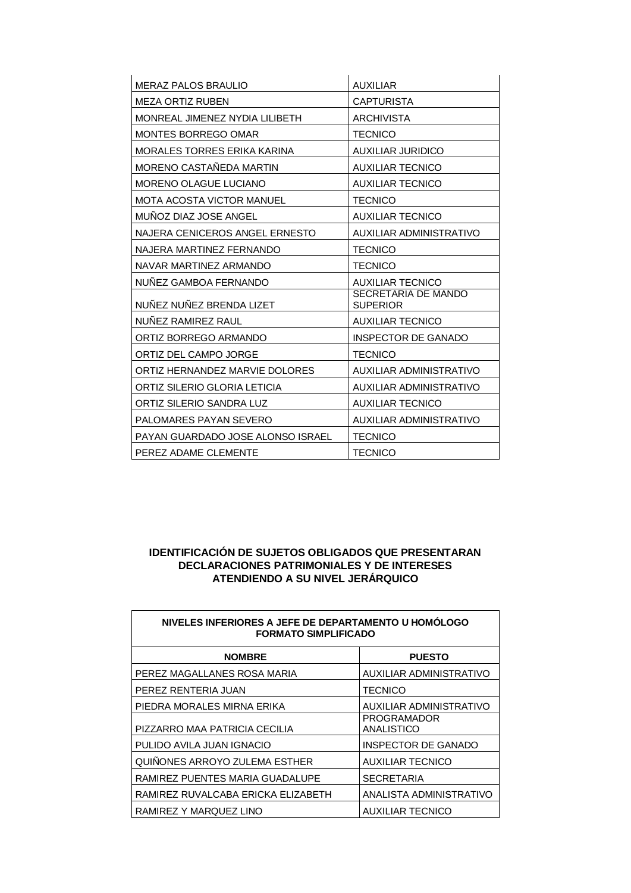| | |
|---|---|
| MERAZ PALOS BRAULIO | AUXILIAR |
| MEZA ORTIZ RUBEN | CAPTURISTA |
| MONREAL JIMENEZ NYDIA LILIBETH | ARCHIVISTA |
| MONTES BORREGO OMAR | TECNICO |
| MORALES TORRES ERIKA KARINA | AUXILIAR JURIDICO |
| MORENO CASTAÑEDA MARTIN | AUXILIAR TECNICO |
| MORENO OLAGUE LUCIANO | AUXILIAR TECNICO |
| MOTA ACOSTA VICTOR MANUEL | TECNICO |
| MUÑOZ DIAZ JOSE ANGEL | AUXILIAR TECNICO |
| NAJERA CENICEROS ANGEL ERNESTO | AUXILIAR ADMINISTRATIVO |
| NAJERA MARTINEZ FERNANDO | TECNICO |
| NAVAR MARTINEZ ARMANDO | TECNICO |
| NUÑEZ GAMBOA FERNANDO | AUXILIAR TECNICO |
| NUÑEZ NUÑEZ BRENDA LIZET | SECRETARIA DE MANDO SUPERIOR |
| NUÑEZ RAMIREZ RAUL | AUXILIAR TECNICO |
| ORTIZ BORREGO ARMANDO | INSPECTOR DE GANADO |
| ORTIZ DEL CAMPO JORGE | TECNICO |
| ORTIZ HERNANDEZ MARVIE DOLORES | AUXILIAR ADMINISTRATIVO |
| ORTIZ SILERIO GLORIA LETICIA | AUXILIAR ADMINISTRATIVO |
| ORTIZ SILERIO SANDRA LUZ | AUXILIAR TECNICO |
| PALOMARES PAYAN SEVERO | AUXILIAR ADMINISTRATIVO |
| PAYAN GUARDADO JOSE ALONSO ISRAEL | TECNICO |
| PEREZ ADAME CLEMENTE | TECNICO |

**IDENTIFICACIÓN DE SUJETOS OBLIGADOS QUE PRESENTARAN DECLARACIONES PATRIMONIALES Y DE INTERESES ATENDIENDO A SU NIVEL JERÁRQUICO**

| NIVELES INFERIORES A JEFE DE DEPARTAMENTO U HOMÓLOGO FORMATO SIMPLIFICADO | |
|---|---|
| **NOMBRE** | **PUESTO** |
| PEREZ MAGALLANES ROSA MARIA | AUXILIAR ADMINISTRATIVO |
| PEREZ RENTERIA JUAN | TECNICO |
| PIEDRA MORALES MIRNA ERIKA | AUXILIAR ADMINISTRATIVO |
| PIZZARRO MAA PATRICIA CECILIA | PROGRAMADOR ANALISTICO |
| PULIDO AVILA JUAN IGNACIO | INSPECTOR DE GANADO |
| QUIÑONES ARROYO ZULEMA ESTHER | AUXILIAR TECNICO |
| RAMIREZ PUENTES MARIA GUADALUPE | SECRETARIA |
| RAMIREZ RUVALCABA ERICKA ELIZABETH | ANALISTA ADMINISTRATIVO |
| RAMIREZ Y MARQUEZ LINO | AUXILIAR TECNICO |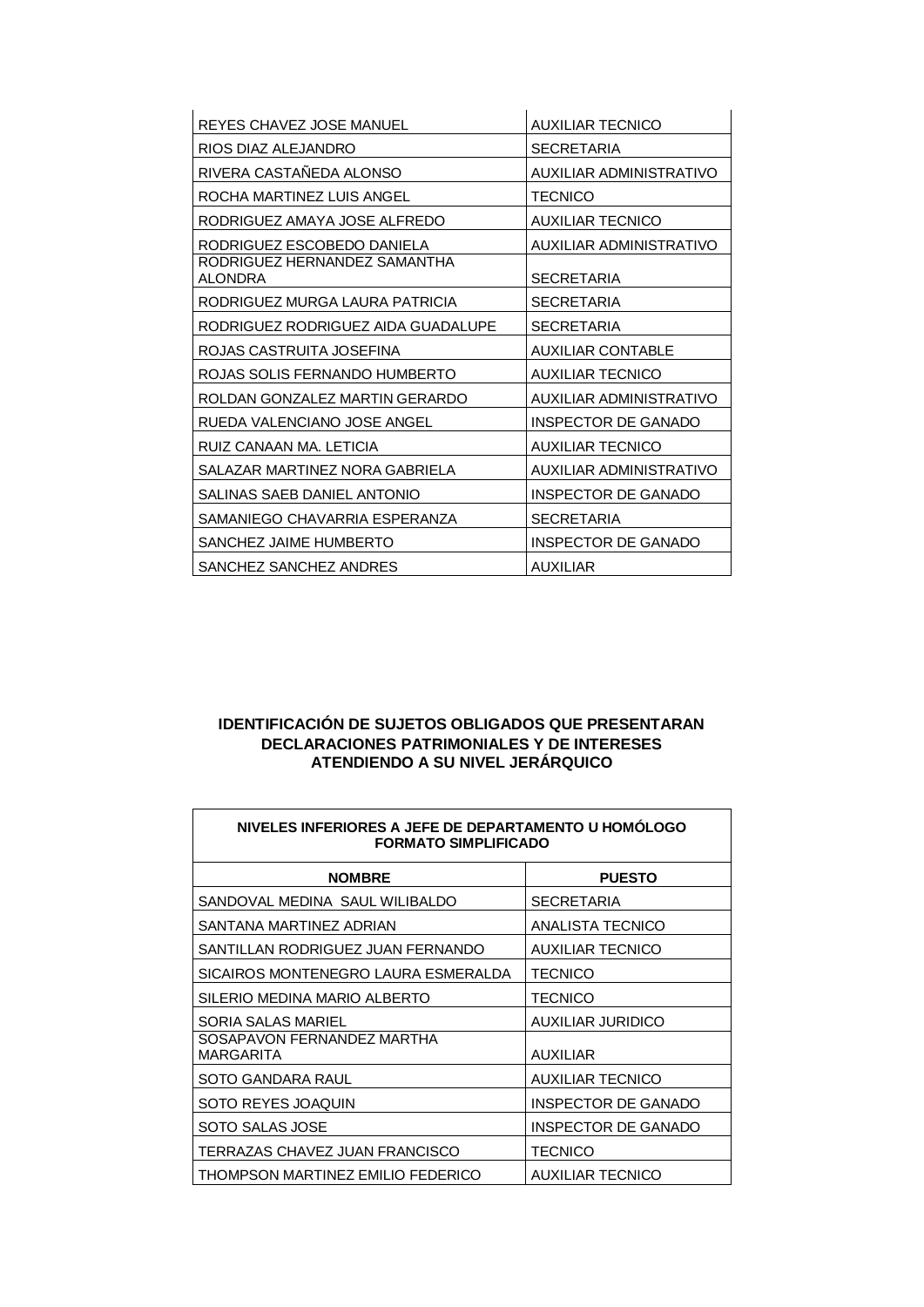| | |
|---|---|
| REYES CHAVEZ JOSE MANUEL | AUXILIAR TECNICO |
| RIOS DIAZ ALEJANDRO | SECRETARIA |
| RIVERA CASTAÑEDA ALONSO | AUXILIAR ADMINISTRATIVO |
| ROCHA MARTINEZ LUIS ANGEL | TECNICO |
| RODRIGUEZ AMAYA JOSE ALFREDO | AUXILIAR TECNICO |
| RODRIGUEZ ESCOBEDO DANIELA | AUXILIAR ADMINISTRATIVO |
| RODRIGUEZ HERNANDEZ SAMANTHA ALONDRA | SECRETARIA |
| RODRIGUEZ MURGA LAURA PATRICIA | SECRETARIA |
| RODRIGUEZ RODRIGUEZ AIDA GUADALUPE | SECRETARIA |
| ROJAS CASTRUITA JOSEFINA | AUXILIAR CONTABLE |
| ROJAS SOLIS FERNANDO HUMBERTO | AUXILIAR TECNICO |
| ROLDAN GONZALEZ MARTIN GERARDO | AUXILIAR ADMINISTRATIVO |
| RUEDA VALENCIANO JOSE ANGEL | INSPECTOR DE GANADO |
| RUIZ CANAAN MA. LETICIA | AUXILIAR TECNICO |
| SALAZAR MARTINEZ NORA GABRIELA | AUXILIAR ADMINISTRATIVO |
| SALINAS SAEB DANIEL ANTONIO | INSPECTOR DE GANADO |
| SAMANIEGO CHAVARRIA ESPERANZA | SECRETARIA |
| SANCHEZ JAIME HUMBERTO | INSPECTOR DE GANADO |
| SANCHEZ SANCHEZ ANDRES | AUXILIAR |

## IDENTIFICACIÓN DE SUJETOS OBLIGADOS QUE PRESENTARAN DECLARACIONES PATRIMONIALES Y DE INTERESES ATENDIENDO A SU NIVEL JERÁRQUICO

| **NIVELES INFERIORES A JEFE DE DEPARTAMENTO U HOMÓLOGO FORMATO SIMPLIFICADO** | |
|---|---|
| **NOMBRE** | **PUESTO** |
| SANDOVAL MEDINA SAUL WILIBALDO | SECRETARIA |
| SANTANA MARTINEZ ADRIAN | ANALISTA TECNICO |
| SANTILLAN RODRIGUEZ JUAN FERNANDO | AUXILIAR TECNICO |
| SICAIROS MONTENEGRO LAURA ESMERALDA | TECNICO |
| SILERIO MEDINA MARIO ALBERTO | TECNICO |
| SORIA SALAS MARIEL | AUXILIAR JURIDICO |
| SOSAPAVON FERNANDEZ MARTHA MARGARITA | AUXILIAR |
| SOTO GANDARA RAUL | AUXILIAR TECNICO |
| SOTO REYES JOAQUIN | INSPECTOR DE GANADO |
| SOTO SALAS JOSE | INSPECTOR DE GANADO |
| TERRAZAS CHAVEZ JUAN FRANCISCO | TECNICO |
| THOMPSON MARTINEZ EMILIO FEDERICO | AUXILIAR TECNICO |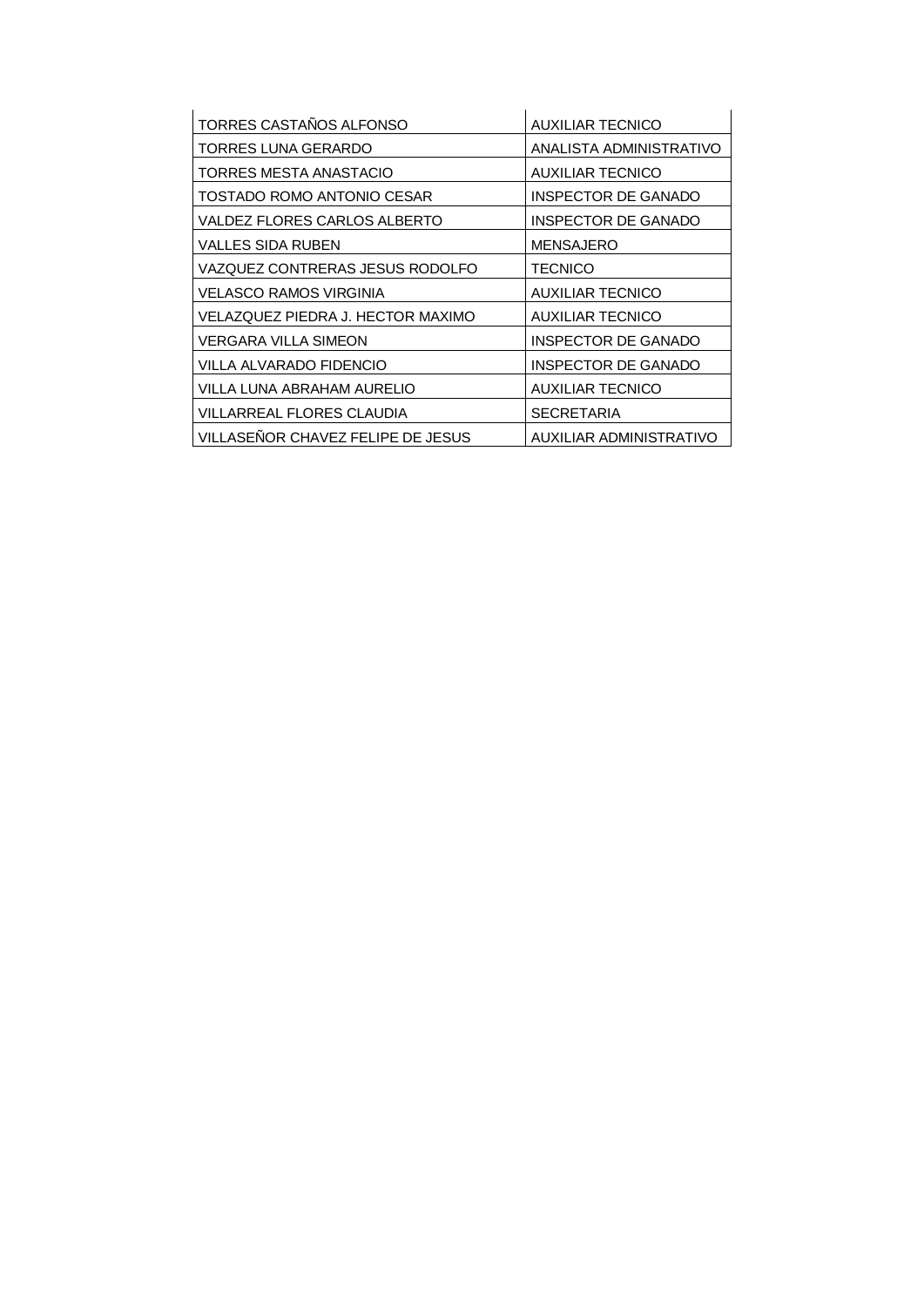| | |
|---|---|
| TORRES CASTAÑOS ALFONSO | AUXILIAR TECNICO |
| TORRES LUNA GERARDO | ANALISTA ADMINISTRATIVO |
| TORRES MESTA ANASTACIO | AUXILIAR TECNICO |
| TOSTADO ROMO ANTONIO CESAR | INSPECTOR DE GANADO |
| VALDEZ FLORES CARLOS ALBERTO | INSPECTOR DE GANADO |
| VALLES SIDA RUBEN | MENSAJERO |
| VAZQUEZ CONTRERAS JESUS RODOLFO | TECNICO |
| VELASCO RAMOS VIRGINIA | AUXILIAR TECNICO |
| VELAZQUEZ PIEDRA J. HECTOR MAXIMO | AUXILIAR TECNICO |
| VERGARA VILLA SIMEON | INSPECTOR DE GANADO |
| VILLA ALVARADO FIDENCIO | INSPECTOR DE GANADO |
| VILLA LUNA ABRAHAM AURELIO | AUXILIAR TECNICO |
| VILLARREAL FLORES CLAUDIA | SECRETARIA |
| VILLASEÑOR CHAVEZ FELIPE DE JESUS | AUXILIAR ADMINISTRATIVO |